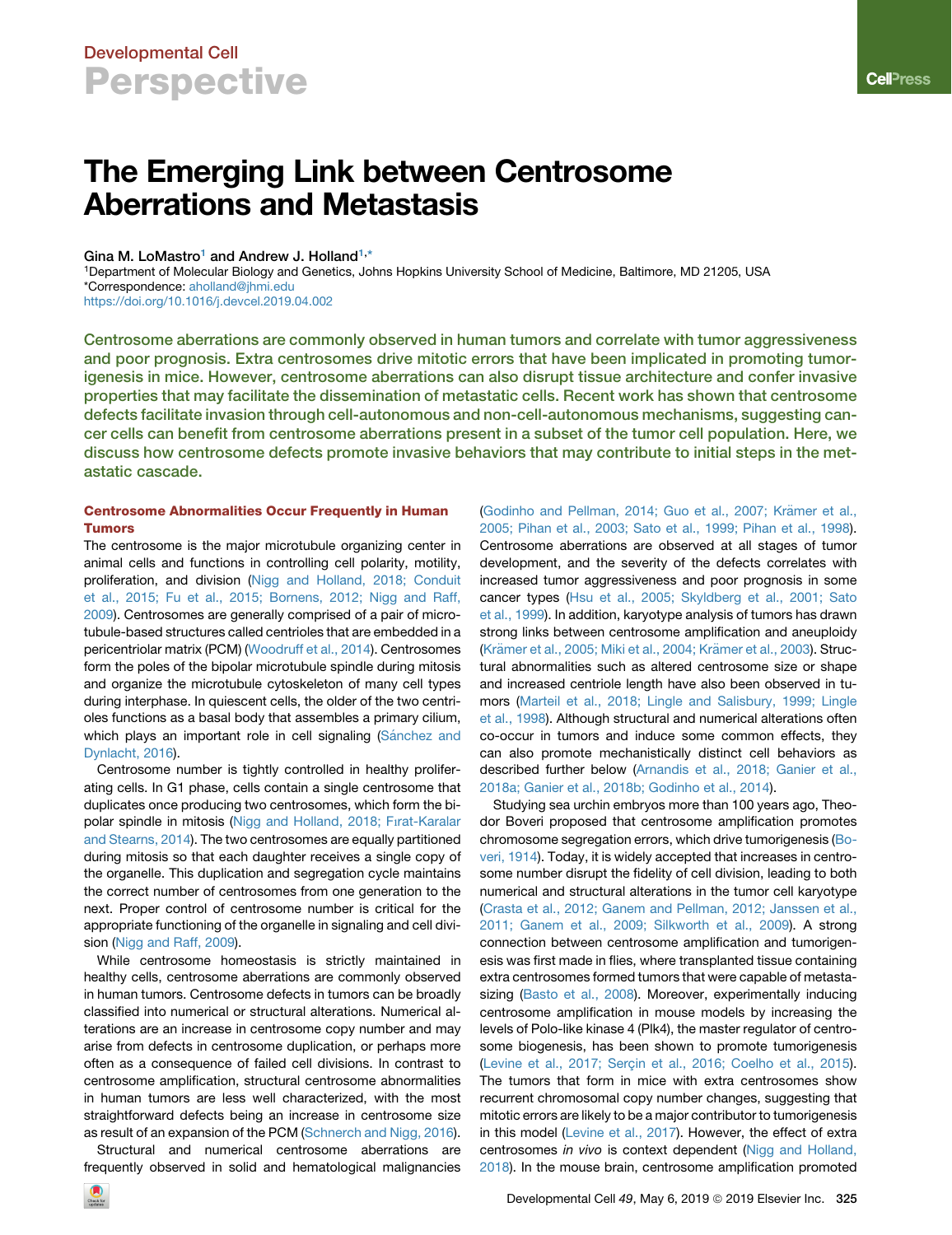Developmental Cell

Perspective

# The Emerging Link between Centrosome Aberrations and Metastasis

Gina M. LoMastro[1] and Andrew J. Holland[1,*]

[1]Department of Molecular Biology and Genetics, Johns Hopkins University School of Medicine, Baltimore, MD 21205, USA

*Correspondence: aholland@jhmi.edu

https://doi.org/10.1016/j.devcel.2019.04.002

**Centrosome aberrations are commonly observed in human tumors and correlate with tumor aggressiveness and poor prognosis. Extra centrosomes drive mitotic errors that have been implicated in promoting tumorigenesis in mice. However, centrosome aberrations can also disrupt tissue architecture and confer invasive properties that may facilitate the dissemination of metastatic cells. Recent work has shown that centrosome defects facilitate invasion through cell-autonomous and non-cell-autonomous mechanisms, suggesting cancer cells can benefit from centrosome aberrations present in a subset of the tumor cell population. Here, we discuss how centrosome defects promote invasive behaviors that may contribute to initial steps in the metastatic cascade.**

## Centrosome Abnormalities Occur Frequently in Human Tumors

The centrosome is the major microtubule organizing center in animal cells and functions in controlling cell polarity, motility, proliferation, and division (Nigg and Holland, 2018; Conduit et al., 2015; Fu et al., 2015; Bornens, 2012; Nigg and Raff, 2009). Centrosomes are generally comprised of a pair of microtubule-based structures called centrioles that are embedded in a pericentriolar matrix (PCM) (Woodruff et al., 2014). Centrosomes form the poles of the bipolar microtubule spindle during mitosis and organize the microtubule cytoskeleton of many cell types during interphase. In quiescent cells, the older of the two centrioles functions as a basal body that assembles a primary cilium, which plays an important role in cell signaling (Sánchez and Dynlacht, 2016).

Centrosome number is tightly controlled in healthy proliferating cells. In G1 phase, cells contain a single centrosome that duplicates once producing two centrosomes, which form the bipolar spindle in mitosis (Nigg and Holland, 2018; Fırat-Karalar and Stearns, 2014). The two centrosomes are equally partitioned during mitosis so that each daughter receives a single copy of the organelle. This duplication and segregation cycle maintains the correct number of centrosomes from one generation to the next. Proper control of centrosome number is critical for the appropriate functioning of the organelle in signaling and cell division (Nigg and Raff, 2009).

While centrosome homeostasis is strictly maintained in healthy cells, centrosome aberrations are commonly observed in human tumors. Centrosome defects in tumors can be broadly classified into numerical or structural alterations. Numerical alterations are an increase in centrosome copy number and may arise from defects in centrosome duplication, or perhaps more often as a consequence of failed cell divisions. In contrast to centrosome amplification, structural centrosome abnormalities in human tumors are less well characterized, with the most straightforward defects being an increase in centrosome size as result of an expansion of the PCM (Schnerch and Nigg, 2016).

Structural and numerical centrosome aberrations are frequently observed in solid and hematological malignancies (Godinho and Pellman, 2014; Guo et al., 2007; Krämer et al., 2005; Pihan et al., 2003; Sato et al., 1999; Pihan et al., 1998). Centrosome aberrations are observed at all stages of tumor development, and the severity of the defects correlates with increased tumor aggressiveness and poor prognosis in some cancer types (Hsu et al., 2005; Skyldberg et al., 2001; Sato et al., 1999). In addition, karyotype analysis of tumors has drawn strong links between centrosome amplification and aneuploidy (Krämer et al., 2005; Miki et al., 2004; Krämer et al., 2003). Structural abnormalities such as altered centrosome size or shape and increased centriole length have also been observed in tumors (Marteil et al., 2018; Lingle and Salisbury, 1999; Lingle et al., 1998). Although structural and numerical alterations often co-occur in tumors and induce some common effects, they can also promote mechanistically distinct cell behaviors as described further below (Arnandis et al., 2018; Ganier et al., 2018a; Ganier et al., 2018b; Godinho et al., 2014).

Studying sea urchin embryos more than 100 years ago, Theodor Boveri proposed that centrosome amplification promotes chromosome segregation errors, which drive tumorigenesis (Boveri, 1914). Today, it is widely accepted that increases in centrosome number disrupt the fidelity of cell division, leading to both numerical and structural alterations in the tumor cell karyotype (Crasta et al., 2012; Ganem and Pellman, 2012; Janssen et al., 2011; Ganem et al., 2009; Silkworth et al., 2009). A strong connection between centrosome amplification and tumorigenesis was first made in flies, where transplanted tissue containing extra centrosomes formed tumors that were capable of metastasizing (Basto et al., 2008). Moreover, experimentally inducing centrosome amplification in mouse models by increasing the levels of Polo-like kinase 4 (Plk4), the master regulator of centrosome biogenesis, has been shown to promote tumorigenesis (Levine et al., 2017; Serçin et al., 2016; Coelho et al., 2015). The tumors that form in mice with extra centrosomes show recurrent chromosomal copy number changes, suggesting that mitotic errors are likely to be a major contributor to tumorigenesis in this model (Levine et al., 2017). However, the effect of extra centrosomes *in vivo* is context dependent (Nigg and Holland, 2018). In the mouse brain, centrosome amplification promoted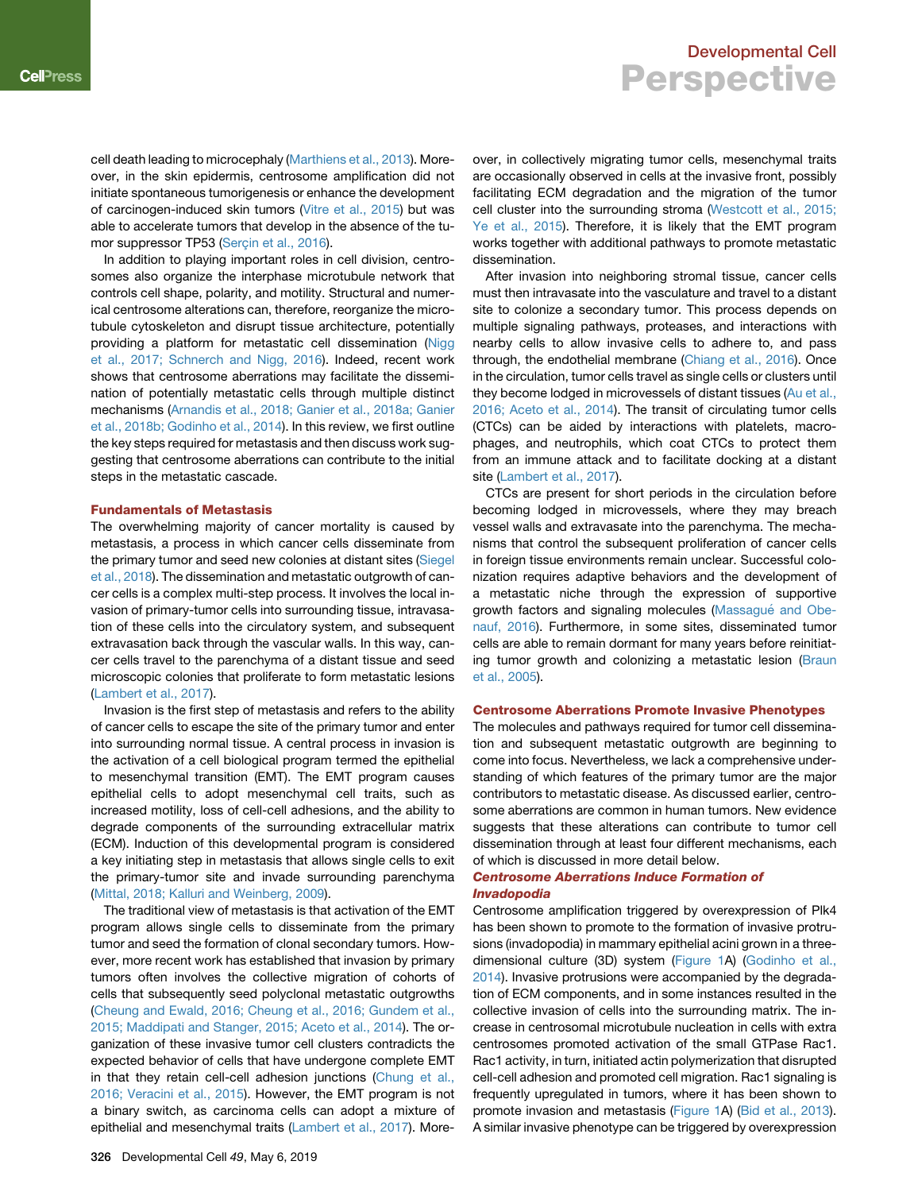cell death leading to microcephaly (Marthiens et al., 2013). Moreover, in the skin epidermis, centrosome amplification did not initiate spontaneous tumorigenesis or enhance the development of carcinogen-induced skin tumors (Vitre et al., 2015) but was able to accelerate tumors that develop in the absence of the tumor suppressor TP53 (Serçin et al., 2016).

In addition to playing important roles in cell division, centrosomes also organize the interphase microtubule network that controls cell shape, polarity, and motility. Structural and numerical centrosome alterations can, therefore, reorganize the microtubule cytoskeleton and disrupt tissue architecture, potentially providing a platform for metastatic cell dissemination (Nigg et al., 2017; Schnerch and Nigg, 2016). Indeed, recent work shows that centrosome aberrations may facilitate the dissemination of potentially metastatic cells through multiple distinct mechanisms (Arnandis et al., 2018; Ganier et al., 2018a; Ganier et al., 2018b; Godinho et al., 2014). In this review, we first outline the key steps required for metastasis and then discuss work suggesting that centrosome aberrations can contribute to the initial steps in the metastatic cascade.

## Fundamentals of Metastasis

The overwhelming majority of cancer mortality is caused by metastasis, a process in which cancer cells disseminate from the primary tumor and seed new colonies at distant sites (Siegel et al., 2018). The dissemination and metastatic outgrowth of cancer cells is a complex multi-step process. It involves the local invasion of primary-tumor cells into surrounding tissue, intravasation of these cells into the circulatory system, and subsequent extravasation back through the vascular walls. In this way, cancer cells travel to the parenchyma of a distant tissue and seed microscopic colonies that proliferate to form metastatic lesions (Lambert et al., 2017).

Invasion is the first step of metastasis and refers to the ability of cancer cells to escape the site of the primary tumor and enter into surrounding normal tissue. A central process in invasion is the activation of a cell biological program termed the epithelial to mesenchymal transition (EMT). The EMT program causes epithelial cells to adopt mesenchymal cell traits, such as increased motility, loss of cell-cell adhesions, and the ability to degrade components of the surrounding extracellular matrix (ECM). Induction of this developmental program is considered a key initiating step in metastasis that allows single cells to exit the primary-tumor site and invade surrounding parenchyma (Mittal, 2018; Kalluri and Weinberg, 2009).

The traditional view of metastasis is that activation of the EMT program allows single cells to disseminate from the primary tumor and seed the formation of clonal secondary tumors. However, more recent work has established that invasion by primary tumors often involves the collective migration of cohorts of cells that subsequently seed polyclonal metastatic outgrowths (Cheung and Ewald, 2016; Cheung et al., 2016; Gundem et al., 2015; Maddipati and Stanger, 2015; Aceto et al., 2014). The organization of these invasive tumor cell clusters contradicts the expected behavior of cells that have undergone complete EMT in that they retain cell-cell adhesion junctions (Chung et al., 2016; Veracini et al., 2015). However, the EMT program is not a binary switch, as carcinoma cells can adopt a mixture of epithelial and mesenchymal traits (Lambert et al., 2017). Moreover, in collectively migrating tumor cells, mesenchymal traits are occasionally observed in cells at the invasive front, possibly facilitating ECM degradation and the migration of the tumor cell cluster into the surrounding stroma (Westcott et al., 2015; Ye et al., 2015). Therefore, it is likely that the EMT program works together with additional pathways to promote metastatic dissemination.

After invasion into neighboring stromal tissue, cancer cells must then intravasate into the vasculature and travel to a distant site to colonize a secondary tumor. This process depends on multiple signaling pathways, proteases, and interactions with nearby cells to allow invasive cells to adhere to, and pass through, the endothelial membrane (Chiang et al., 2016). Once in the circulation, tumor cells travel as single cells or clusters until they become lodged in microvessels of distant tissues (Au et al., 2016; Aceto et al., 2014). The transit of circulating tumor cells (CTCs) can be aided by interactions with platelets, macrophages, and neutrophils, which coat CTCs to protect them from an immune attack and to facilitate docking at a distant site (Lambert et al., 2017).

CTCs are present for short periods in the circulation before becoming lodged in microvessels, where they may breach vessel walls and extravasate into the parenchyma. The mechanisms that control the subsequent proliferation of cancer cells in foreign tissue environments remain unclear. Successful colonization requires adaptive behaviors and the development of a metastatic niche through the expression of supportive growth factors and signaling molecules (Massagué and Obenauf, 2016). Furthermore, in some sites, disseminated tumor cells are able to remain dormant for many years before reinitiating tumor growth and colonizing a metastatic lesion (Braun et al., 2005).

## Centrosome Aberrations Promote Invasive Phenotypes

The molecules and pathways required for tumor cell dissemination and subsequent metastatic outgrowth are beginning to come into focus. Nevertheless, we lack a comprehensive understanding of which features of the primary tumor are the major contributors to metastatic disease. As discussed earlier, centrosome aberrations are common in human tumors. New evidence suggests that these alterations can contribute to tumor cell dissemination through at least four different mechanisms, each of which is discussed in more detail below.

### *Centrosome Aberrations Induce Formation of Invadopodia*

Centrosome amplification triggered by overexpression of Plk4 has been shown to promote to the formation of invasive protrusions (invadopodia) in mammary epithelial acini grown in a three-dimensional culture (3D) system (Figure 1A) (Godinho et al., 2014). Invasive protrusions were accompanied by the degradation of ECM components, and in some instances resulted in the collective invasion of cells into the surrounding matrix. The increase in centrosomal microtubule nucleation in cells with extra centrosomes promoted activation of the small GTPase Rac1. Rac1 activity, in turn, initiated actin polymerization that disrupted cell-cell adhesion and promoted cell migration. Rac1 signaling is frequently upregulated in tumors, where it has been shown to promote invasion and metastasis (Figure 1A) (Bid et al., 2013). A similar invasive phenotype can be triggered by overexpression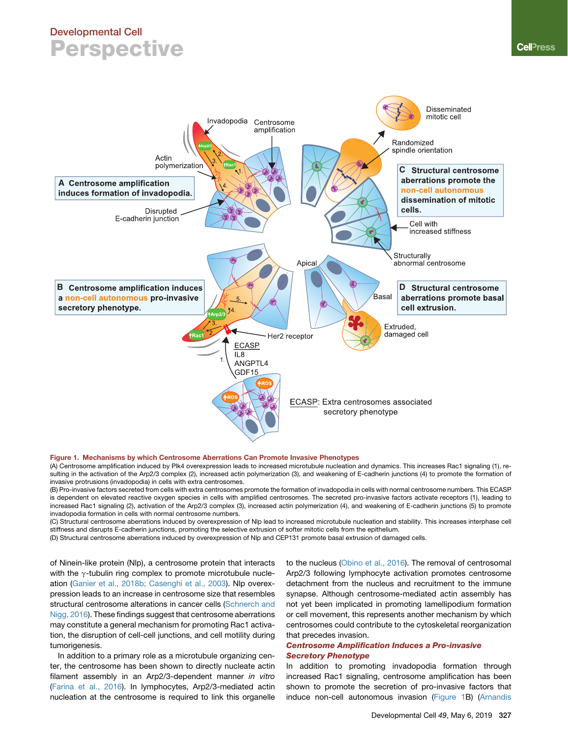**Figure 1. Mechanisms by which Centrosome Aberrations Can Promote Invasive Phenotypes**

(A) Centrosome amplification induced by Plk4 overexpression leads to increased microtubule nucleation and dynamics. This increases Rac1 signaling (1), resulting in the activation of the Arp2/3 complex (2), increased actin polymerization (3), and weakening of E-cadherin junctions (4) to promote the formation of invasive protrusions (invadopodia) in cells with extra centrosomes.

(B) Pro-invasive factors secreted from cells with extra centrosomes promote the formation of invadopodia in cells with normal centrosome numbers. This ECASP is dependent on elevated reactive oxygen species in cells with amplified centrosomes. The secreted pro-invasive factors activate receptors (1), leading to increased Rac1 signaling (2), activation of the Arp2/3 complex (3), increased actin polymerization (4), and weakening of E-cadherin junctions (5) to promote invadopodia formation in cells with normal centrosome numbers.

(C) Structural centrosome aberrations induced by overexpression of Nlp lead to increased microtubule nucleation and stability. This increases interphase cell stiffness and disrupts E-cadherin junctions, promoting the selective extrusion of softer mitotic cells from the epithelium.

(D) Structural centrosome aberrations induced by overexpression of Nlp and CEP131 promote basal extrusion of damaged cells.

of Ninein-like protein (Nlp), a centrosome protein that interacts with the $\gamma$-tubulin ring complex to promote microtubule nucleation (Ganier et al., 2018b; Casenghi et al., 2003). Nlp overexpression leads to an increase in centrosome size that resembles structural centrosome alterations in cancer cells (Schnerch and Nigg, 2016). These findings suggest that centrosome aberrations may constitute a general mechanism for promoting Rac1 activation, the disruption of cell-cell junctions, and cell motility during tumorigenesis.

In addition to a primary role as a microtubule organizing center, the centrosome has been shown to directly nucleate actin filament assembly in an Arp2/3-dependent manner *in vitro* (Farina et al., 2016). In lymphocytes, Arp2/3-mediated actin nucleation at the centrosome is required to link this organelle to the nucleus (Obino et al., 2016). The removal of centrosomal Arp2/3 following lymphocyte activation promotes centrosome detachment from the nucleus and recruitment to the immune synapse. Although centrosome-mediated actin assembly has not yet been implicated in promoting lamellipodium formation or cell movement, this represents another mechanism by which centrosomes could contribute to the cytoskeletal reorganization that precedes invasion.

***Centrosome Amplification Induces a Pro-invasive Secretory Phenotype***

In addition to promoting invadopodia formation through increased Rac1 signaling, centrosome amplification has been shown to promote the secretion of pro-invasive factors that induce non-cell autonomous invasion (Figure 1B) (Arnandis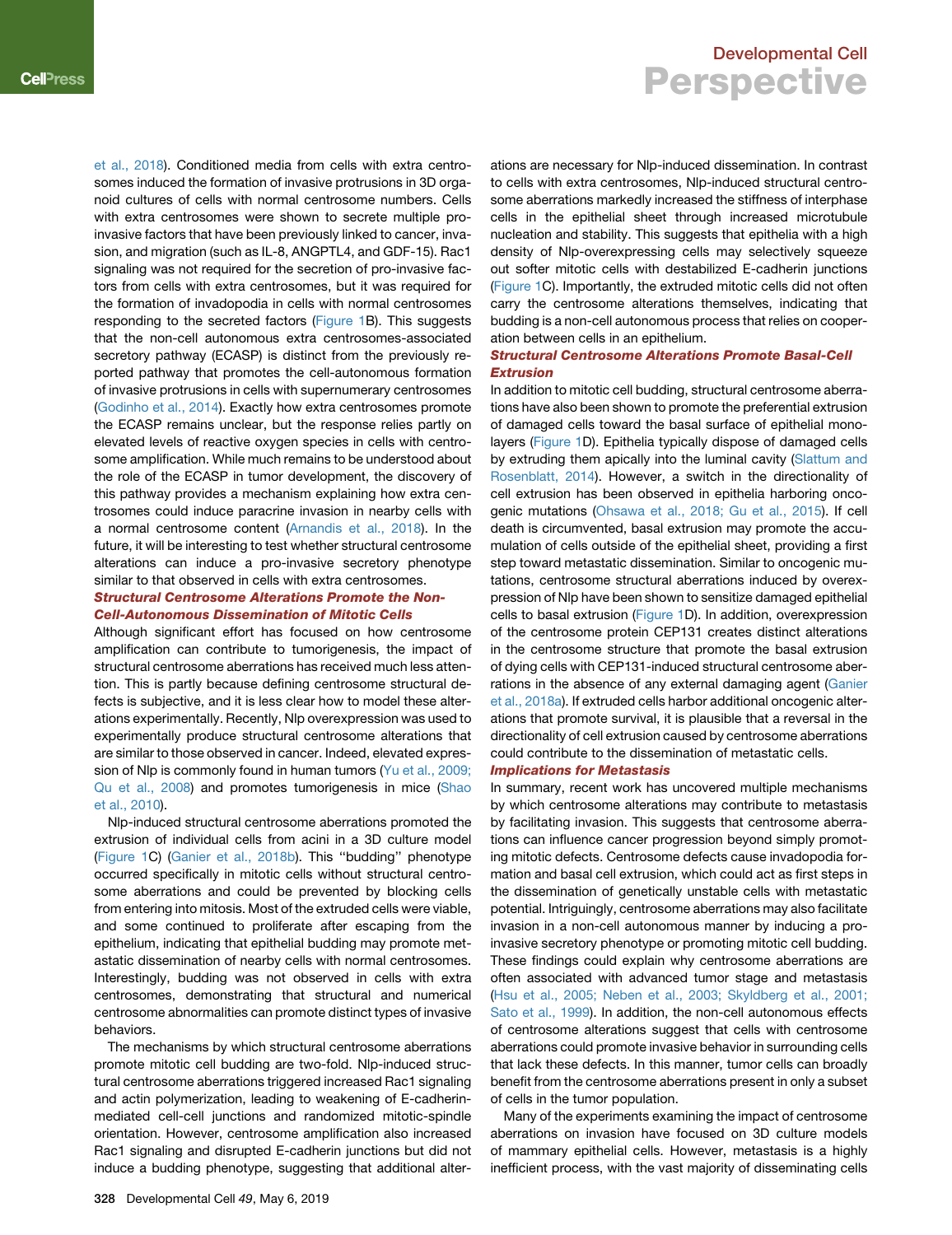et al., 2018). Conditioned media from cells with extra centrosomes induced the formation of invasive protrusions in 3D organoid cultures of cells with normal centrosome numbers. Cells with extra centrosomes were shown to secrete multiple pro-invasive factors that have been previously linked to cancer, invasion, and migration (such as IL-8, ANGPTL4, and GDF-15). Rac1 signaling was not required for the secretion of pro-invasive factors from cells with extra centrosomes, but it was required for the formation of invadopodia in cells with normal centrosomes responding to the secreted factors (Figure 1B). This suggests that the non-cell autonomous extra centrosomes-associated secretory pathway (ECASP) is distinct from the previously reported pathway that promotes the cell-autonomous formation of invasive protrusions in cells with supernumerary centrosomes (Godinho et al., 2014). Exactly how extra centrosomes promote the ECASP remains unclear, but the response relies partly on elevated levels of reactive oxygen species in cells with centrosome amplification. While much remains to be understood about the role of the ECASP in tumor development, the discovery of this pathway provides a mechanism explaining how extra centrosomes could induce paracrine invasion in nearby cells with a normal centrosome content (Arnandis et al., 2018). In the future, it will be interesting to test whether structural centrosome alterations can induce a pro-invasive secretory phenotype similar to that observed in cells with extra centrosomes.

### Structural Centrosome Alterations Promote the Non-Cell-Autonomous Dissemination of Mitotic Cells

Although significant effort has focused on how centrosome amplification can contribute to tumorigenesis, the impact of structural centrosome aberrations has received much less attention. This is partly because defining centrosome structural defects is subjective, and it is less clear how to model these alterations experimentally. Recently, Nlp overexpression was used to experimentally produce structural centrosome alterations that are similar to those observed in cancer. Indeed, elevated expression of Nlp is commonly found in human tumors (Yu et al., 2009; Qu et al., 2008) and promotes tumorigenesis in mice (Shao et al., 2010).

Nlp-induced structural centrosome aberrations promoted the extrusion of individual cells from acini in a 3D culture model (Figure 1C) (Ganier et al., 2018b). This "budding" phenotype occurred specifically in mitotic cells without structural centrosome aberrations and could be prevented by blocking cells from entering into mitosis. Most of the extruded cells were viable, and some continued to proliferate after escaping from the epithelium, indicating that epithelial budding may promote metastatic dissemination of nearby cells with normal centrosomes. Interestingly, budding was not observed in cells with extra centrosomes, demonstrating that structural and numerical centrosome abnormalities can promote distinct types of invasive behaviors.

The mechanisms by which structural centrosome aberrations promote mitotic cell budding are two-fold. Nlp-induced structural centrosome aberrations triggered increased Rac1 signaling and actin polymerization, leading to weakening of E-cadherin-mediated cell-cell junctions and randomized mitotic-spindle orientation. However, centrosome amplification also increased Rac1 signaling and disrupted E-cadherin junctions but did not induce a budding phenotype, suggesting that additional alterations are necessary for Nlp-induced dissemination. In contrast to cells with extra centrosomes, Nlp-induced structural centrosome aberrations markedly increased the stiffness of interphase cells in the epithelial sheet through increased microtubule nucleation and stability. This suggests that epithelia with a high density of Nlp-overexpressing cells may selectively squeeze out softer mitotic cells with destabilized E-cadherin junctions (Figure 1C). Importantly, the extruded mitotic cells did not often carry the centrosome alterations themselves, indicating that budding is a non-cell autonomous process that relies on cooperation between cells in an epithelium.

### Structural Centrosome Alterations Promote Basal-Cell Extrusion

In addition to mitotic cell budding, structural centrosome aberrations have also been shown to promote the preferential extrusion of damaged cells toward the basal surface of epithelial monolayers (Figure 1D). Epithelia typically dispose of damaged cells by extruding them apically into the luminal cavity (Slattum and Rosenblatt, 2014). However, a switch in the directionality of cell extrusion has been observed in epithelia harboring oncogenic mutations (Ohsawa et al., 2018; Gu et al., 2015). If cell death is circumvented, basal extrusion may promote the accumulation of cells outside of the epithelial sheet, providing a first step toward metastatic dissemination. Similar to oncogenic mutations, centrosome structural aberrations induced by overexpression of Nlp have been shown to sensitize damaged epithelial cells to basal extrusion (Figure 1D). In addition, overexpression of the centrosome protein CEP131 creates distinct alterations in the centrosome structure that promote the basal extrusion of dying cells with CEP131-induced structural centrosome aberrations in the absence of any external damaging agent (Ganier et al., 2018a). If extruded cells harbor additional oncogenic alterations that promote survival, it is plausible that a reversal in the directionality of cell extrusion caused by centrosome aberrations could contribute to the dissemination of metastatic cells.

### Implications for Metastasis

In summary, recent work has uncovered multiple mechanisms by which centrosome alterations may contribute to metastasis by facilitating invasion. This suggests that centrosome aberrations can influence cancer progression beyond simply promoting mitotic defects. Centrosome defects cause invadopodia formation and basal cell extrusion, which could act as first steps in the dissemination of genetically unstable cells with metastatic potential. Intriguingly, centrosome aberrations may also facilitate invasion in a non-cell autonomous manner by inducing a pro-invasive secretory phenotype or promoting mitotic cell budding. These findings could explain why centrosome aberrations are often associated with advanced tumor stage and metastasis (Hsu et al., 2005; Neben et al., 2003; Skyldberg et al., 2001; Sato et al., 1999). In addition, the non-cell autonomous effects of centrosome alterations suggest that cells with centrosome aberrations could promote invasive behavior in surrounding cells that lack these defects. In this manner, tumor cells can broadly benefit from the centrosome aberrations present in only a subset of cells in the tumor population.

Many of the experiments examining the impact of centrosome aberrations on invasion have focused on 3D culture models of mammary epithelial cells. However, metastasis is a highly inefficient process, with the vast majority of disseminating cells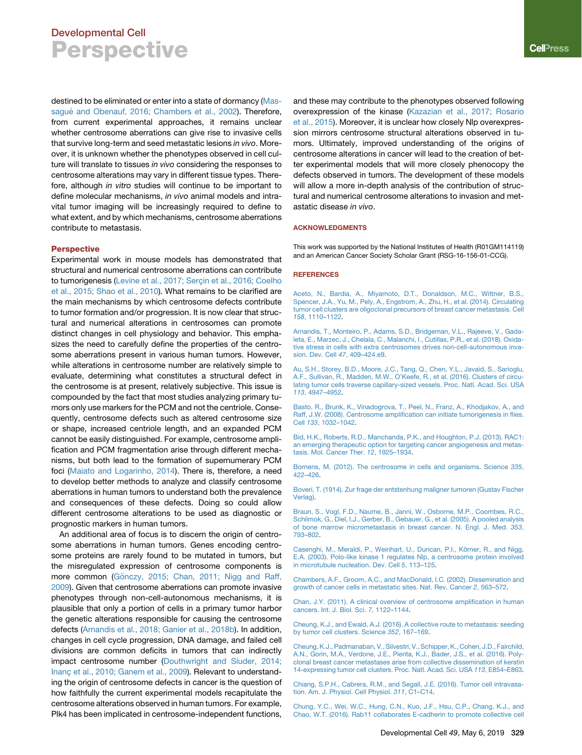destined to be eliminated or enter into a state of dormancy (Massagué and Obenauf, 2016; Chambers et al., 2002). Therefore, from current experimental approaches, it remains unclear whether centrosome aberrations can give rise to invasive cells that survive long-term and seed metastatic lesions *in vivo*. Moreover, it is unknown whether the phenotypes observed in cell culture will translate to tissues *in vivo* considering the responses to centrosome alterations may vary in different tissue types. Therefore, although *in vitro* studies will continue to be important to define molecular mechanisms, *in vivo* animal models and intravital tumor imaging will be increasingly required to define to what extent, and by which mechanisms, centrosome aberrations contribute to metastasis.

## Perspective

Experimental work in mouse models has demonstrated that structural and numerical centrosome aberrations can contribute to tumorigenesis (Levine et al., 2017; Serçin et al., 2016; Coelho et al., 2015; Shao et al., 2010). What remains to be clarified are the main mechanisms by which centrosome defects contribute to tumor formation and/or progression. It is now clear that structural and numerical alterations in centrosomes can promote distinct changes in cell physiology and behavior. This emphasizes the need to carefully define the properties of the centrosome aberrations present in various human tumors. However, while alterations in centrosome number are relatively simple to evaluate, determining what constitutes a structural defect in the centrosome is at present, relatively subjective. This issue is compounded by the fact that most studies analyzing primary tumors only use markers for the PCM and not the centriole. Consequently, centrosome defects such as altered centrosome size or shape, increased centriole length, and an expanded PCM cannot be easily distinguished. For example, centrosome amplification and PCM fragmentation arise through different mechanisms, but both lead to the formation of supernumerary PCM foci (Maiato and Logarinho, 2014). There is, therefore, a need to develop better methods to analyze and classify centrosome aberrations in human tumors to understand both the prevalence and consequences of these defects. Doing so could allow different centrosome alterations to be used as diagnostic or prognostic markers in human tumors.

An additional area of focus is to discern the origin of centrosome aberrations in human tumors. Genes encoding centrosome proteins are rarely found to be mutated in tumors, but the misregulated expression of centrosome components is more common (Gönczy, 2015; Chan, 2011; Nigg and Raff, 2009). Given that centrosome aberrations can promote invasive phenotypes through non-cell-autonomous mechanisms, it is plausible that only a portion of cells in a primary tumor harbor the genetic alterations responsible for causing the centrosome defects (Arnandis et al., 2018; Ganier et al., 2018b). In addition, changes in cell cycle progression, DNA damage, and failed cell divisions are common deficits in tumors that can indirectly impact centrosome number (Douthwright and Sluder, 2014; Inanç et al., 2010; Ganem et al., 2009). Relevant to understanding the origin of centrosome defects in cancer is the question of how faithfully the current experimental models recapitulate the centrosome alterations observed in human tumors. For example, Plk4 has been implicated in centrosome-independent functions, and these may contribute to the phenotypes observed following overexpression of the kinase (Kazazian et al., 2017; Rosario et al., 2015). Moreover, it is unclear how closely Nlp overexpression mirrors centrosome structural alterations observed in tumors. Ultimately, improved understanding of the origins of centrosome alterations in cancer will lead to the creation of better experimental models that will more closely phenocopy the defects observed in tumors. The development of these models will allow a more in-depth analysis of the contribution of structural and numerical centrosome alterations to invasion and metastatic disease *in vivo*.

## ACKNOWLEDGMENTS

This work was supported by the National Institutes of Health (R01GM114119) and an American Cancer Society Scholar Grant (RSG-16-156-01-CCG).

## REFERENCES

Aceto, N., Bardia, A., Miyamoto, D.T., Donaldson, M.C., Wittner, B.S., Spencer, J.A., Yu, M., Pely, A., Engstrom, A., Zhu, H., et al. (2014). Circulating tumor cell clusters are oligoclonal precursors of breast cancer metastasis. Cell *158*, 1110–1122.

Arnandis, T., Monteiro, P., Adams, S.D., Bridgeman, V.L., Rajeeve, V., Gadaleta, E., Marzec, J., Chelala, C., Malanchi, I., Cutillas, P.R., et al. (2018). Oxidative stress in cells with extra centrosomes drives non-cell-autonomous invasion. Dev. Cell *47*, 409–424.e9.

Au, S.H., Storey, B.D., Moore, J.C., Tang, Q., Chen, Y.L., Javaid, S., Sarioglu, A.F., Sullivan, R., Madden, M.W., O'Keefe, R., et al. (2016). Clusters of circulating tumor cells traverse capillary-sized vessels. Proc. Natl. Acad. Sci. USA *113*, 4947–4952.

Basto, R., Brunk, K., Vinadogrova, T., Peel, N., Franz, A., Khodjakov, A., and Raff, J.W. (2008). Centrosome amplification can initiate tumorigenesis in flies. Cell *133*, 1032–1042.

Bid, H.K., Roberts, R.D., Manchanda, P.K., and Houghton, P.J. (2013). RAC1: an emerging therapeutic option for targeting cancer angiogenesis and metastasis. Mol. Cancer Ther. *12*, 1925–1934.

Bornens, M. (2012). The centrosome in cells and organisms. Science *335*, 422–426.

Boveri, T. (1914). Zur frage der entstenhung maligner tumoren (Gustav Fischer Verlag).

Braun, S., Vogl, F.D., Naume, B., Janni, W., Osborne, M.P., Coombes, R.C., Schlimok, G., Diel, I.J., Gerber, B., Gebauer, G., et al. (2005). A pooled analysis of bone marrow micrometastasis in breast cancer. N. Engl. J. Med. *353*, 793–802.

Casenghi, M., Meraldi, P., Weinhart, U., Duncan, P.I., Körner, R., and Nigg, E.A. (2003). Polo-like kinase 1 regulates Nlp, a centrosome protein involved in microtubule nucleation. Dev. Cell *5*, 113–125.

Chambers, A.F., Groom, A.C., and MacDonald, I.C. (2002). Dissemination and growth of cancer cells in metastatic sites. Nat. Rev. Cancer *2*, 563–572.

Chan, J.Y. (2011). A clinical overview of centrosome amplification in human cancers. Int. J. Biol. Sci. *7*, 1122–1144.

Cheung, K.J., and Ewald, A.J. (2016). A collective route to metastasis: seeding by tumor cell clusters. Science *352*, 167–169.

Cheung, K.J., Padmanaban, V., Silvestri, V., Schipper, K., Cohen, J.D., Fairchild, A.N., Gorin, M.A., Verdone, J.E., Pienta, K.J., Bader, J.S., et al. (2016). Polyclonal breast cancer metastases arise from collective dissemination of keratin 14-expressing tumor cell clusters. Proc. Natl. Acad. Sci. USA *113*, E854–E863.

Chiang, S.P.H., Cabrera, R.M., and Segall, J.E. (2016). Tumor cell intravasation. Am. J. Physiol. Cell Physiol. *311*, C1–C14.

Chung, Y.C., Wei, W.C., Hung, C.N., Kuo, J.F., Hsu, C.P., Chang, K.J., and Chao, W.T. (2016). Rab11 collaborates E-cadherin to promote collective cell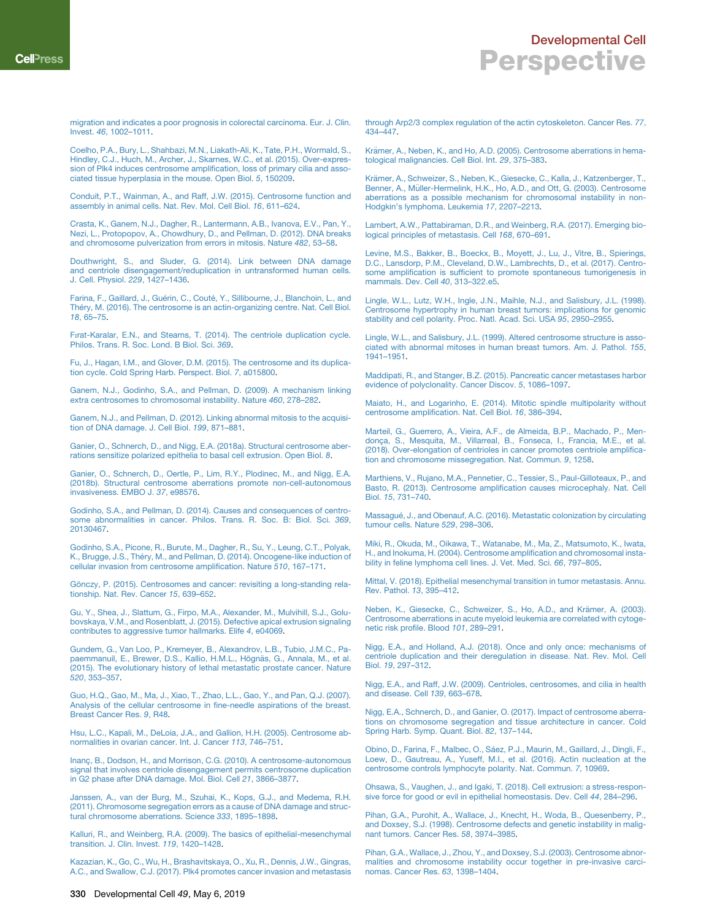migration and indicates a poor prognosis in colorectal carcinoma. Eur. J. Clin. Invest. *46*, 1002–1011.

Coelho, P.A., Bury, L., Shahbazi, M.N., Liakath-Ali, K., Tate, P.H., Wormald, S., Hindley, C.J., Huch, M., Archer, J., Skarnes, W.C., et al. (2015). Over-expression of Plk4 induces centrosome amplification, loss of primary cilia and associated tissue hyperplasia in the mouse. Open Biol. *5*, 150209.

Conduit, P.T., Wainman, A., and Raff, J.W. (2015). Centrosome function and assembly in animal cells. Nat. Rev. Mol. Cell Biol. *16*, 611–624.

Crasta, K., Ganem, N.J., Dagher, R., Lantermann, A.B., Ivanova, E.V., Pan, Y., Nezi, L., Protopopov, A., Chowdhury, D., and Pellman, D. (2012). DNA breaks and chromosome pulverization from errors in mitosis. Nature *482*, 53–58.

Douthwright, S., and Sluder, G. (2014). Link between DNA damage and centriole disengagement/reduplication in untransformed human cells. J. Cell. Physiol. *229*, 1427–1436.

Farina, F., Gaillard, J., Guérin, C., Couté, Y., Sillibourne, J., Blanchoin, L., and Théry, M. (2016). The centrosome is an actin-organizing centre. Nat. Cell Biol. *18*, 65–75.

Fırat-Karalar, E.N., and Stearns, T. (2014). The centriole duplication cycle. Philos. Trans. R. Soc. Lond. B Biol. Sci. *369*.

Fu, J., Hagan, I.M., and Glover, D.M. (2015). The centrosome and its duplication cycle. Cold Spring Harb. Perspect. Biol. *7*, a015800.

Ganem, N.J., Godinho, S.A., and Pellman, D. (2009). A mechanism linking extra centrosomes to chromosomal instability. Nature *460*, 278–282.

Ganem, N.J., and Pellman, D. (2012). Linking abnormal mitosis to the acquisition of DNA damage. J. Cell Biol. *199*, 871–881.

Ganier, O., Schnerch, D., and Nigg, E.A. (2018a). Structural centrosome aberrations sensitize polarized epithelia to basal cell extrusion. Open Biol. *8*.

Ganier, O., Schnerch, D., Oertle, P., Lim, R.Y., Plodinec, M., and Nigg, E.A. (2018b). Structural centrosome aberrations promote non-cell-autonomous invasiveness. EMBO J. *37*, e98576.

Godinho, S.A., and Pellman, D. (2014). Causes and consequences of centrosome abnormalities in cancer. Philos. Trans. R. Soc. B: Biol. Sci. *369*, 20130467.

Godinho, S.A., Picone, R., Burute, M., Dagher, R., Su, Y., Leung, C.T., Polyak, K., Brugge, J.S., Théry, M., and Pellman, D. (2014). Oncogene-like induction of cellular invasion from centrosome amplification. Nature *510*, 167–171.

Gönczy, P. (2015). Centrosomes and cancer: revisiting a long-standing relationship. Nat. Rev. Cancer *15*, 639–652.

Gu, Y., Shea, J., Slattum, G., Firpo, M.A., Alexander, M., Mulvihill, S.J., Golubovskaya, V.M., and Rosenblatt, J. (2015). Defective apical extrusion signaling contributes to aggressive tumor hallmarks. Elife *4*, e04069.

Gundem, G., Van Loo, P., Kremeyer, B., Alexandrov, L.B., Tubio, J.M.C., Papaemmanuil, E., Brewer, D.S., Kallio, H.M.L., Högnäs, G., Annala, M., et al. (2015). The evolutionary history of lethal metastatic prostate cancer. Nature *520*, 353–357.

Guo, H.Q., Gao, M., Ma, J., Xiao, T., Zhao, L.L., Gao, Y., and Pan, Q.J. (2007). Analysis of the cellular centrosome in fine-needle aspirations of the breast. Breast Cancer Res. *9*, R48.

Hsu, L.C., Kapali, M., DeLoia, J.A., and Gallion, H.H. (2005). Centrosome abnormalities in ovarian cancer. Int. J. Cancer *113*, 746–751.

Inanç, B., Dodson, H., and Morrison, C.G. (2010). A centrosome-autonomous signal that involves centriole disengagement permits centrosome duplication in G2 phase after DNA damage. Mol. Biol. Cell *21*, 3866–3877.

Janssen, A., van der Burg, M., Szuhai, K., Kops, G.J., and Medema, R.H. (2011). Chromosome segregation errors as a cause of DNA damage and structural chromosome aberrations. Science *333*, 1895–1898.

Kalluri, R., and Weinberg, R.A. (2009). The basics of epithelial-mesenchymal transition. J. Clin. Invest. *119*, 1420–1428.

Kazazian, K., Go, C., Wu, H., Brashavitskaya, O., Xu, R., Dennis, J.W., Gingras, A.C., and Swallow, C.J. (2017). Plk4 promotes cancer invasion and metastasis through Arp2/3 complex regulation of the actin cytoskeleton. Cancer Res. *77*, 434–447.

Krämer, A., Neben, K., and Ho, A.D. (2005). Centrosome aberrations in hematological malignancies. Cell Biol. Int. *29*, 375–383.

Krämer, A., Schweizer, S., Neben, K., Giesecke, C., Kalla, J., Katzenberger, T., Benner, A., Müller-Hermelink, H.K., Ho, A.D., and Ott, G. (2003). Centrosome aberrations as a possible mechanism for chromosomal instability in non-Hodgkin's lymphoma. Leukemia *17*, 2207–2213.

Lambert, A.W., Pattabiraman, D.R., and Weinberg, R.A. (2017). Emerging biological principles of metastasis. Cell *168*, 670–691.

Levine, M.S., Bakker, B., Boeckx, B., Moyett, J., Lu, J., Vitre, B., Spierings, D.C., Lansdorp, P.M., Cleveland, D.W., Lambrechts, D., et al. (2017). Centrosome amplification is sufficient to promote spontaneous tumorigenesis in mammals. Dev. Cell *40*, 313–322.e5.

Lingle, W.L., Lutz, W.H., Ingle, J.N., Maihle, N.J., and Salisbury, J.L. (1998). Centrosome hypertrophy in human breast tumors: implications for genomic stability and cell polarity. Proc. Natl. Acad. Sci. USA *95*, 2950–2955.

Lingle, W.L., and Salisbury, J.L. (1999). Altered centrosome structure is associated with abnormal mitoses in human breast tumors. Am. J. Pathol. *155*, 1941–1951.

Maddipati, R., and Stanger, B.Z. (2015). Pancreatic cancer metastases harbor evidence of polyclonality. Cancer Discov. *5*, 1086–1097.

Maiato, H., and Logarinho, E. (2014). Mitotic spindle multipolarity without centrosome amplification. Nat. Cell Biol. *16*, 386–394.

Marteil, G., Guerrero, A., Vieira, A.F., de Almeida, B.P., Machado, P., Mendonça, S., Mesquita, M., Villarreal, B., Fonseca, I., Francia, M.E., et al. (2018). Over-elongation of centrioles in cancer promotes centriole amplification and chromosome missegregation. Nat. Commun. *9*, 1258.

Marthiens, V., Rujano, M.A., Pennetier, C., Tessier, S., Paul-Gilloteaux, P., and Basto, R. (2013). Centrosome amplification causes microcephaly. Nat. Cell Biol. *15*, 731–740.

Massagué, J., and Obenauf, A.C. (2016). Metastatic colonization by circulating tumour cells. Nature *529*, 298–306.

Miki, R., Okuda, M., Oikawa, T., Watanabe, M., Ma, Z., Matsumoto, K., Iwata, H., and Inokuma, H. (2004). Centrosome amplification and chromosomal instability in feline lymphoma cell lines. J. Vet. Med. Sci. *66*, 797–805.

Mittal, V. (2018). Epithelial mesenchymal transition in tumor metastasis. Annu. Rev. Pathol. *13*, 395–412.

Neben, K., Giesecke, C., Schweizer, S., Ho, A.D., and Krämer, A. (2003). Centrosome aberrations in acute myeloid leukemia are correlated with cytogenetic risk profile. Blood *101*, 289–291.

Nigg, E.A., and Holland, A.J. (2018). Once and only once: mechanisms of centriole duplication and their deregulation in disease. Nat. Rev. Mol. Cell Biol. *19*, 297–312.

Nigg, E.A., and Raff, J.W. (2009). Centrioles, centrosomes, and cilia in health and disease. Cell *139*, 663–678.

Nigg, E.A., Schnerch, D., and Ganier, O. (2017). Impact of centrosome aberrations on chromosome segregation and tissue architecture in cancer. Cold Spring Harb. Symp. Quant. Biol. *82*, 137–144.

Obino, D., Farina, F., Malbec, O., Sáez, P.J., Maurin, M., Gaillard, J., Dingli, F., Loew, D., Gautreau, A., Yuseff, M.I., et al. (2016). Actin nucleation at the centrosome controls lymphocyte polarity. Nat. Commun. *7*, 10969.

Ohsawa, S., Vaughen, J., and Igaki, T. (2018). Cell extrusion: a stress-responsive force for good or evil in epithelial homeostasis. Dev. Cell *44*, 284–296.

Pihan, G.A., Purohit, A., Wallace, J., Knecht, H., Woda, B., Quesenberry, P., and Doxsey, S.J. (1998). Centrosome defects and genetic instability in malignant tumors. Cancer Res. *58*, 3974–3985.

Pihan, G.A., Wallace, J., Zhou, Y., and Doxsey, S.J. (2003). Centrosome abnormalities and chromosome instability occur together in pre-invasive carcinomas. Cancer Res. *63*, 1398–1404.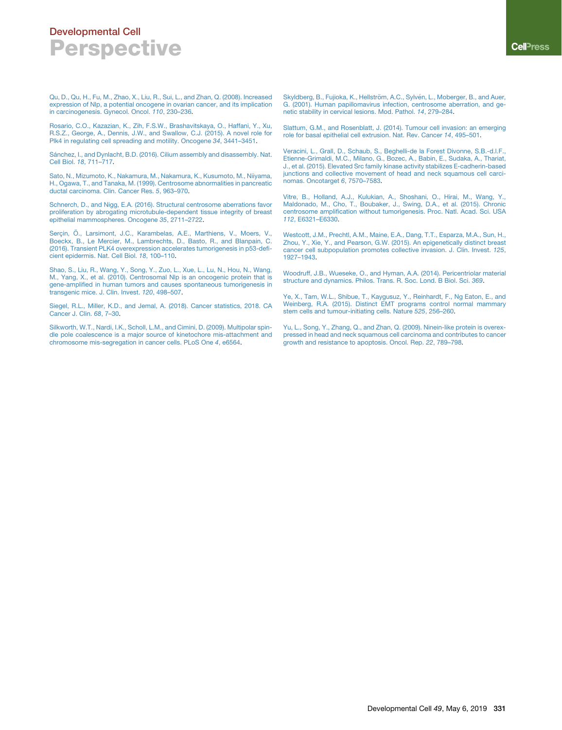Qu, D., Qu, H., Fu, M., Zhao, X., Liu, R., Sui, L., and Zhan, Q. (2008). Increased expression of Nlp, a potential oncogene in ovarian cancer, and its implication in carcinogenesis. Gynecol. Oncol. *110*, 230–236.

Rosario, C.O., Kazazian, K., Zih, F.S.W., Brashavitskaya, O., Haffani, Y., Xu, R.S.Z., George, A., Dennis, J.W., and Swallow, C.J. (2015). A novel role for Plk4 in regulating cell spreading and motility. Oncogene *34*, 3441–3451.

Sánchez, I., and Dynlacht, B.D. (2016). Cilium assembly and disassembly. Nat. Cell Biol. *18*, 711–717.

Sato, N., Mizumoto, K., Nakamura, M., Nakamura, K., Kusumoto, M., Niiyama, H., Ogawa, T., and Tanaka, M. (1999). Centrosome abnormalities in pancreatic ductal carcinoma. Clin. Cancer Res. *5*, 963–970.

Schnerch, D., and Nigg, E.A. (2016). Structural centrosome aberrations favor proliferation by abrogating microtubule-dependent tissue integrity of breast epithelial mammospheres. Oncogene *35*, 2711–2722.

Serçin, Ö., Larsimont, J.C., Karambelas, A.E., Marthiens, V., Moers, V., Boeckx, B., Le Mercier, M., Lambrechts, D., Basto, R., and Blanpain, C. (2016). Transient PLK4 overexpression accelerates tumorigenesis in p53-deficient epidermis. Nat. Cell Biol. *18*, 100–110.

Shao, S., Liu, R., Wang, Y., Song, Y., Zuo, L., Xue, L., Lu, N., Hou, N., Wang, M., Yang, X., et al. (2010). Centrosomal Nlp is an oncogenic protein that is gene-amplified in human tumors and causes spontaneous tumorigenesis in transgenic mice. J. Clin. Invest. *120*, 498–507.

Siegel, R.L., Miller, K.D., and Jemal, A. (2018). Cancer statistics, 2018. CA Cancer J. Clin. *68*, 7–30.

Silkworth, W.T., Nardi, I.K., Scholl, L.M., and Cimini, D. (2009). Multipolar spindle pole coalescence is a major source of kinetochore mis-attachment and chromosome mis-segregation in cancer cells. PLoS One *4*, e6564.

Skyldberg, B., Fujioka, K., Hellström, A.C., Sylvén, L., Moberger, B., and Auer, G. (2001). Human papillomavirus infection, centrosome aberration, and genetic stability in cervical lesions. Mod. Pathol. *14*, 279–284.

Slattum, G.M., and Rosenblatt, J. (2014). Tumour cell invasion: an emerging role for basal epithelial cell extrusion. Nat. Rev. Cancer *14*, 495–501.

Veracini, L., Grall, D., Schaub, S., Beghelli-de la Forest Divonne, S.B.-d.l.F., Etienne-Grimaldi, M.C., Milano, G., Bozec, A., Babin, E., Sudaka, A., Thariat, J., et al. (2015). Elevated Src family kinase activity stabilizes E-cadherin-based junctions and collective movement of head and neck squamous cell carcinomas. Oncotarget *6*, 7570–7583.

Vitre, B., Holland, A.J., Kulukian, A., Shoshani, O., Hirai, M., Wang, Y., Maldonado, M., Cho, T., Boubaker, J., Swing, D.A., et al. (2015). Chronic centrosome amplification without tumorigenesis. Proc. Natl. Acad. Sci. USA *112*, E6321–E6330.

Westcott, J.M., Prechtl, A.M., Maine, E.A., Dang, T.T., Esparza, M.A., Sun, H., Zhou, Y., Xie, Y., and Pearson, G.W. (2015). An epigenetically distinct breast cancer cell subpopulation promotes collective invasion. J. Clin. Invest. *125*, 1927–1943.

Woodruff, J.B., Wueseke, O., and Hyman, A.A. (2014). Pericentriolar material structure and dynamics. Philos. Trans. R. Soc. Lond. B Biol. Sci. *369*.

Ye, X., Tam, W.L., Shibue, T., Kaygusuz, Y., Reinhardt, F., Ng Eaton, E., and Weinberg, R.A. (2015). Distinct EMT programs control normal mammary stem cells and tumour-initiating cells. Nature *525*, 256–260.

Yu, L., Song, Y., Zhang, Q., and Zhan, Q. (2009). Ninein-like protein is overexpressed in head and neck squamous cell carcinoma and contributes to cancer growth and resistance to apoptosis. Oncol. Rep. *22*, 789–798.